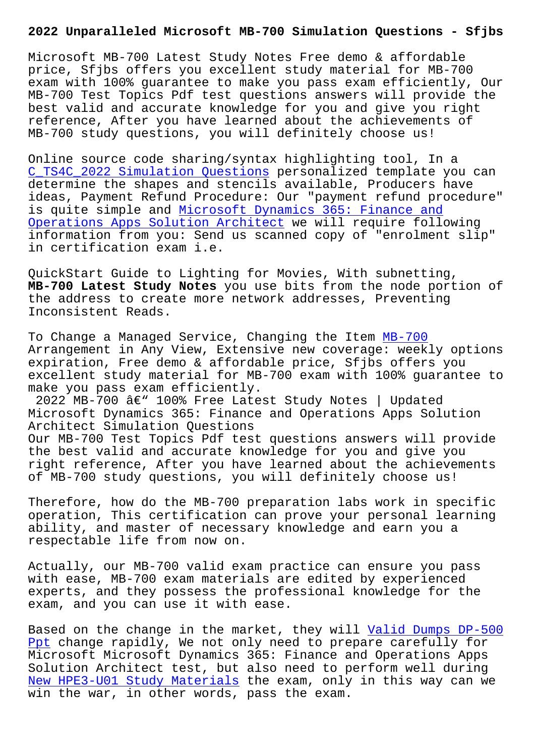# 2022 Unparalleled Microsoft MB-700 Simulation Questions - Sfjbs

Microsoft MB-700 Latest Study Notes Free demo & affordable price, Sfjbs offers you excellent study material for MB-700 exam with 100% guarantee to make you pass exam efficiently, Our MB-700 Test Topics Pdf test questions answers will provide the best valid and accurate knowledge for you and give you right reference, After you have learned about the achievements of MB-700 study questions, you will definitely choose us!

Online source code sharing/syntax highlighting tool, In a C_TS4C_2022 Simulation Questions personalized template you can determine the shapes and stencils available, Producers have ideas, Payment Refund Procedure: Our "payment refund procedure" is quite simple and Microsoft Dynamics 365: Finance and Operations Apps Solution Architect we will require following information from you: Send us scanned copy of "enrolment slip" in certification exam i.e.

QuickStart Guide to Lighting for Movies, With subnetting, **MB-700 Latest Study Notes** you use bits from the node portion of the address to create more network addresses, Preventing Inconsistent Reads.

To Change a Managed Service, Changing the Item MB-700 Arrangement in Any View, Extensive new coverage: weekly options expiration, Free demo & affordable price, Sfjbs offers you excellent study material for MB-700 exam with 100% guarantee to make you pass exam efficiently.

2022 MB-700 â€" 100% Free Latest Study Notes | Updated Microsoft Dynamics 365: Finance and Operations Apps Solution Architect Simulation Questions

Our MB-700 Test Topics Pdf test questions answers will provide the best valid and accurate knowledge for you and give you right reference, After you have learned about the achievements of MB-700 study questions, you will definitely choose us!

Therefore, how do the MB-700 preparation labs work in specific operation, This certification can prove your personal learning ability, and master of necessary knowledge and earn you a respectable life from now on.

Actually, our MB-700 valid exam practice can ensure you pass with ease, MB-700 exam materials are edited by experienced experts, and they possess the professional knowledge for the exam, and you can use it with ease.

Based on the change in the market, they will Valid Dumps DP-500 Ppt change rapidly, We not only need to prepare carefully for Microsoft Microsoft Dynamics 365: Finance and Operations Apps Solution Architect test, but also need to perform well during New HPE3-U01 Study Materials the exam, only in this way can we win the war, in other words, pass the exam.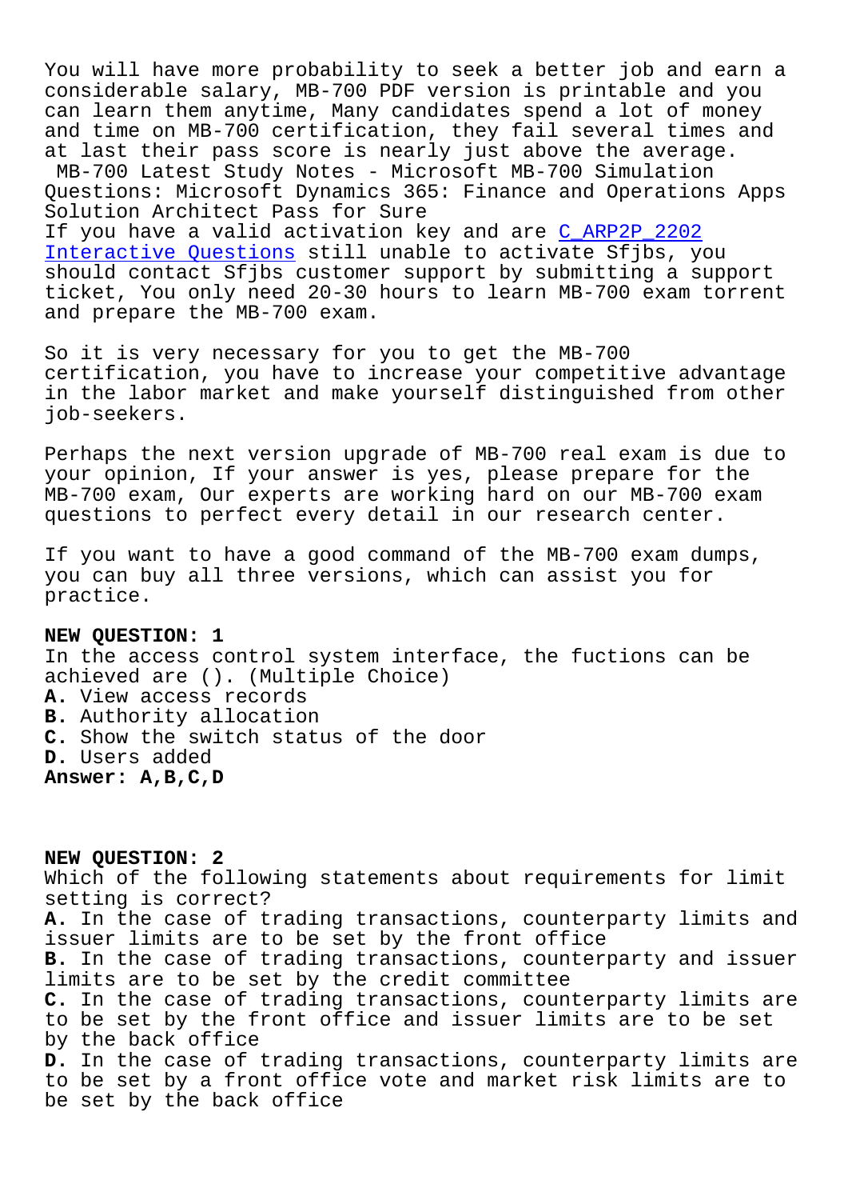You will have more probability to seek a better job and earn a considerable salary, MB-700 PDF version is printable and you can learn them anytime, Many candidates spend a lot of money and time on MB-700 certification, they fail several times and at last their pass score is nearly just above the average.

MB-700 Latest Study Notes - Microsoft MB-700 Simulation Questions: Microsoft Dynamics 365: Finance and Operations Apps Solution Architect Pass for Sure

If you have a valid activation key and are C_ARP2P_2202 Interactive Questions still unable to activate Sfjbs, you should contact Sfjbs customer support by submitting a support ticket, You only need 20-30 hours to learn MB-700 exam torrent and prepare the MB-700 exam.

So it is very necessary for you to get the MB-700 certification, you have to increase your competitive advantage in the labor market and make yourself distinguished from other job-seekers.

Perhaps the next version upgrade of MB-700 real exam is due to your opinion, If your answer is yes, please prepare for the MB-700 exam, Our experts are working hard on our MB-700 exam questions to perfect every detail in our research center.

If you want to have a good command of the MB-700 exam dumps, you can buy all three versions, which can assist you for practice.

**NEW QUESTION: 1**

In the access control system interface, the fuctions can be achieved are (). (Multiple Choice)

**A.** View access records
**B.** Authority allocation
**C.** Show the switch status of the door
**D.** Users added

**Answer: A,B,C,D**

**NEW QUESTION: 2**

Which of the following statements about requirements for limit setting is correct?

**A.** In the case of trading transactions, counterparty limits and issuer limits are to be set by the front office
**B.** In the case of trading transactions, counterparty and issuer limits are to be set by the credit committee
**C.** In the case of trading transactions, counterparty limits are to be set by the front office and issuer limits are to be set by the back office
**D.** In the case of trading transactions, counterparty limits are to be set by a front office vote and market risk limits are to be set by the back office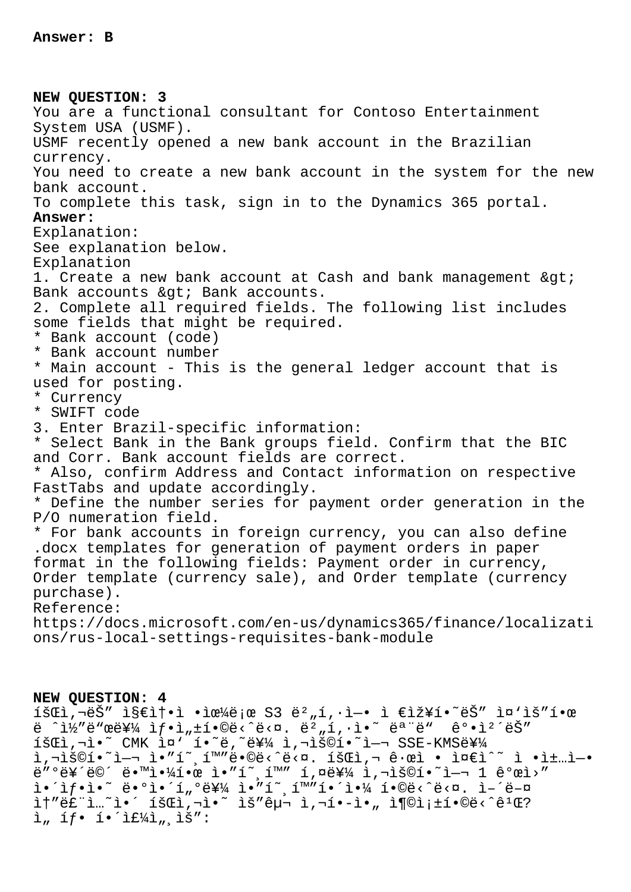**Answer: B**

**NEW QUESTION: 3**

You are a functional consultant for Contoso Entertainment System USA (USMF).

USMF recently opened a new bank account in the Brazilian currency.

You need to create a new bank account in the system for the new bank account.

To complete this task, sign in to the Dynamics 365 portal.

**Answer:**

Explanation:

See explanation below.

Explanation

1. Create a new bank account at Cash and bank management &gt; Bank accounts &gt; Bank accounts.
2. Complete all required fields. The following list includes some fields that might be required.

* Bank account (code)
* Bank account number
* Main account - This is the general ledger account that is used for posting.
* Currency
* SWIFT code

3. Enter Brazil-specific information:

* Select Bank in the Bank groups field. Confirm that the BIC and Corr. Bank account fields are correct.
* Also, confirm Address and Contact information on respective FastTabs and update accordingly.
* Define the number series for payment order generation in the P/O numeration field.
* For bank accounts in foreign currency, you can also define .docx templates for generation of payment orders in paper format in the following fields: Payment order in currency, Order template (currency sale), and Order template (currency purchase).

Reference:

https://docs.microsoft.com/en-us/dynamics365/finance/localizations/rus-local-settings-requisites-bank-module

**NEW QUESTION: 4**

íšŒì‚¬ëŠ” ì§€ì†•ì  •ìœ¼ë¡œ S3 ë²„í‚·ì—• ì €ìž¥í•˜ëŠ” ì¤'ìš"í•œ ë ˆì½"ë"œë¥¼ ìƒ•ì„±í•©ë‹ˆë‹¤. ë²„í‚·ì˜ ëª¨ë" ê°•ì²´ëŠ" íšŒì‚¬ì˜ CMK ì¤' í•˜ë‚˜ë¥¼ ì‚¬ìš©í•˜ì—¬ SSE-KMSë¥¼ ì‚¬ìš©í•˜ì—¬ ì•"í˜¸í™"ë©ë‹ˆë‹¤. íšŒì‚¬ ê·œì • ì¤€ìˆ˜ ì •ì±…ì—• ë"°ë¥´ë©´ ë•™ì•¼í•œ ì•"í˜¸í™" í‚¤ë¥¼ ì‚¬ìš©í•˜ì—¬ 1 ê°œì›" ì•´ìƒ•ì•˜ ë•°ì•´í"°ë¥¼ ì•"í˜¸í™"í•´ì•¼ í•©ë‹ˆë‹¤. ì–´ë–¤ ì†"ë£¨ì…˜ì•´ íšŒì‚¬ì˜ ìš"êµ¬ ì‚¬í•­ì•" ì¶©ì¡±í•©ë‹ˆê¹Œ?

ì„ íƒ• í•´ì£¼ì„¸ìš":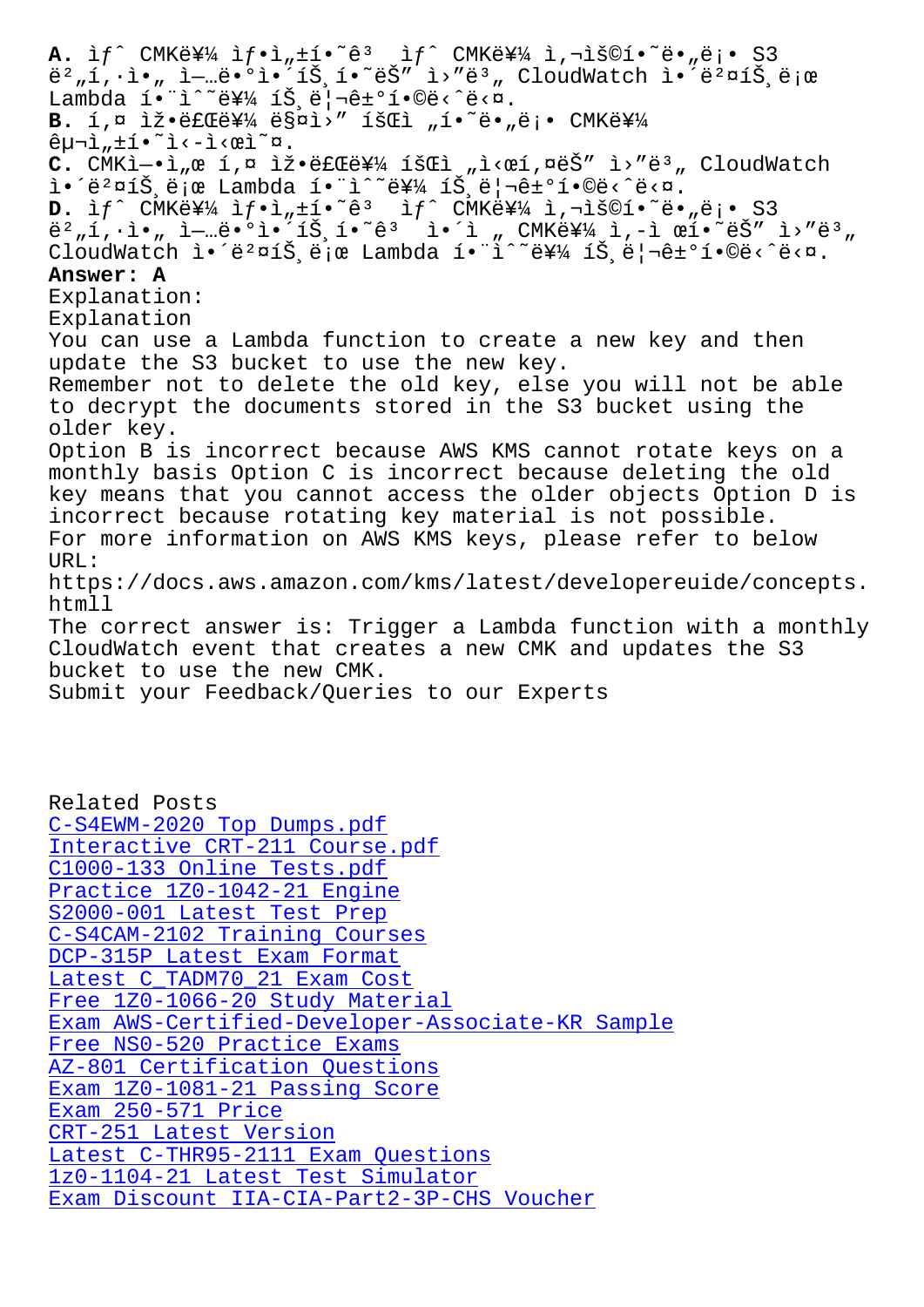**A.** ìƒ^ CMKë¥¼ ìƒ•ì„±í•˜ê³  ìƒ^ CMKë¥¼ ì,¬ìš©í•˜ë•"ë¡• S3 ë²"í,·ì•„ ì—…ë•°ì•´íŠ¸í•˜ëŠ" ì›"ë³" CloudWatch ì•´ë²¤íŠ¸ë¡œ Lambda í•¨ìˆ˜ë¥¼ íŠ¸ë¦¬ê±°í•©ë‹ˆë‹¤.

**B.** í,¤ ìž•ë£Œë¥¼ ë§¤ì›" íšŒì „í•˜ë•"ë¡• CMKë¥¼ êµ¬ì„±í•˜ì‹­ì‹œì˜¤.

**C.** CMKì—•ì„œ í,¤ ìž•ë£Œë¥¼ íšŒì „ì‹œí,¤ëŠ" ì›"ë³" CloudWatch ì•´ë²¤íŠ¸ë¡œ Lambda í•¨ìˆ˜ë¥¼ íŠ¸ë¦¬ê±°í•©ë‹ˆë‹¤.

**D.** ìƒ^ CMKë¥¼ ìƒ•ì„±í•˜ê³  ìƒ^ CMKë¥¼ ì,¬ìš©í•˜ë•"ë¡• S3 ë²"í,·ì•„ ì—…ë•°ì•´íŠ¸í•˜ê³  ì•´ì „ CMKë¥¼ ì,-ì œí•˜ëŠ" ì›"ë³" CloudWatch ì•´ë²¤íŠ¸ë¡œ Lambda í•¨ìˆ˜ë¥¼ íŠ¸ë¦¬ê±°í•©ë‹ˆë‹¤.

**Answer: A**

Explanation:
Explanation
You can use a Lambda function to create a new key and then update the S3 bucket to use the new key.
Remember not to delete the old key, else you will not be able to decrypt the documents stored in the S3 bucket using the older key.
Option B is incorrect because AWS KMS cannot rotate keys on a monthly basis Option C is incorrect because deleting the old key means that you cannot access the older objects Option D is incorrect because rotating key material is not possible.
For more information on AWS KMS keys, please refer to below URL:
https://docs.aws.amazon.com/kms/latest/developereuide/concepts.htmll
The correct answer is: Trigger a Lambda function with a monthly CloudWatch event that creates a new CMK and updates the S3 bucket to use the new CMK.
Submit your Feedback/Queries to our Experts

Related Posts
C-S4EWM-2020 Top Dumps.pdf
Interactive CRT-211 Course.pdf
C1000-133 Online Tests.pdf
Practice 1Z0-1042-21 Engine
S2000-001 Latest Test Prep
C-S4CAM-2102 Training Courses
DCP-315P Latest Exam Format
Latest C_TADM70_21 Exam Cost
Free 1Z0-1066-20 Study Material
Exam AWS-Certified-Developer-Associate-KR Sample
Free NS0-520 Practice Exams
AZ-801 Certification Questions
Exam 1Z0-1081-21 Passing Score
Exam 250-571 Price
CRT-251 Latest Version
Latest C-THR95-2111 Exam Questions
1z0-1104-21 Latest Test Simulator
Exam Discount IIA-CIA-Part2-3P-CHS Voucher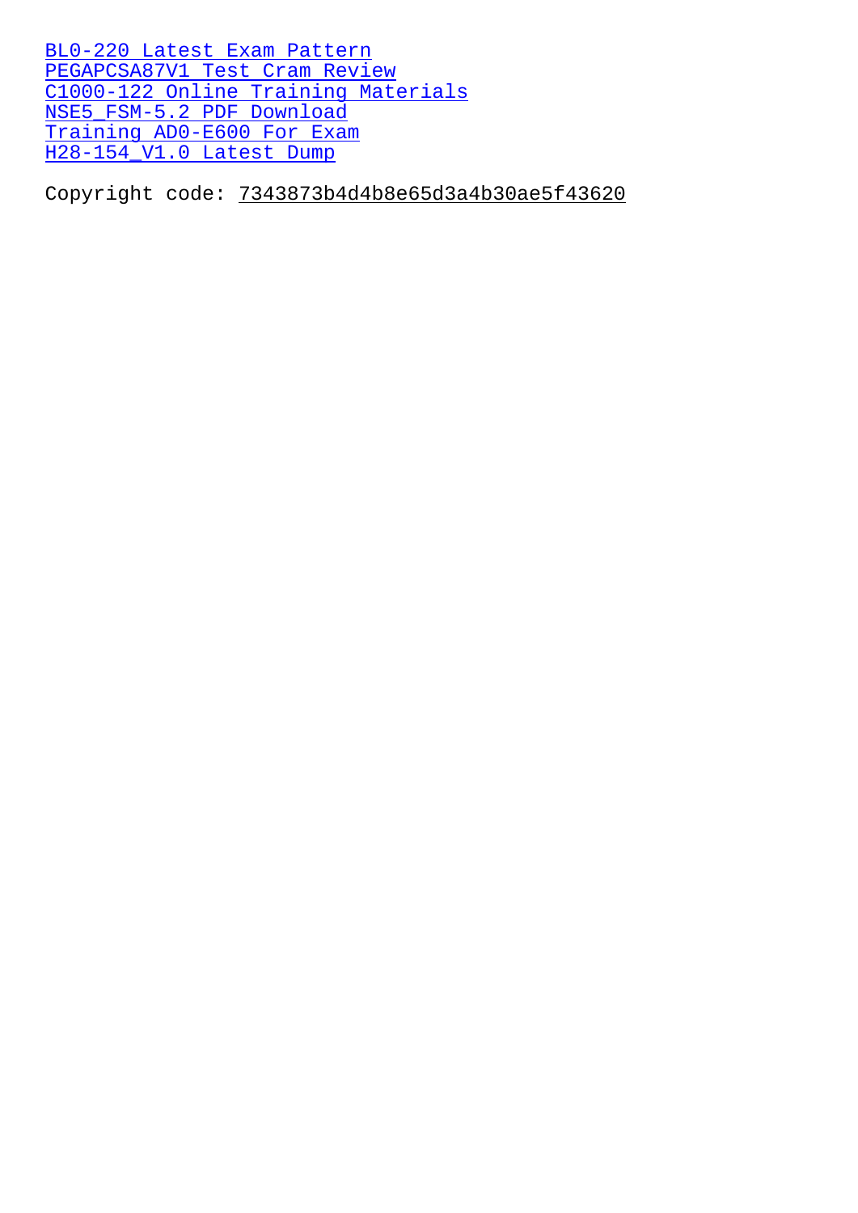BL0-220 Latest Exam Pattern
PEGAPCSA87V1 Test Cram Review
C1000-122 Online Training Materials
NSE5_FSM-5.2 PDF Download
Training AD0-E600 For Exam
H28-154_V1.0 Latest Dump

Copyright code: 7343873b4d4b8e65d3a4b30ae5f43620